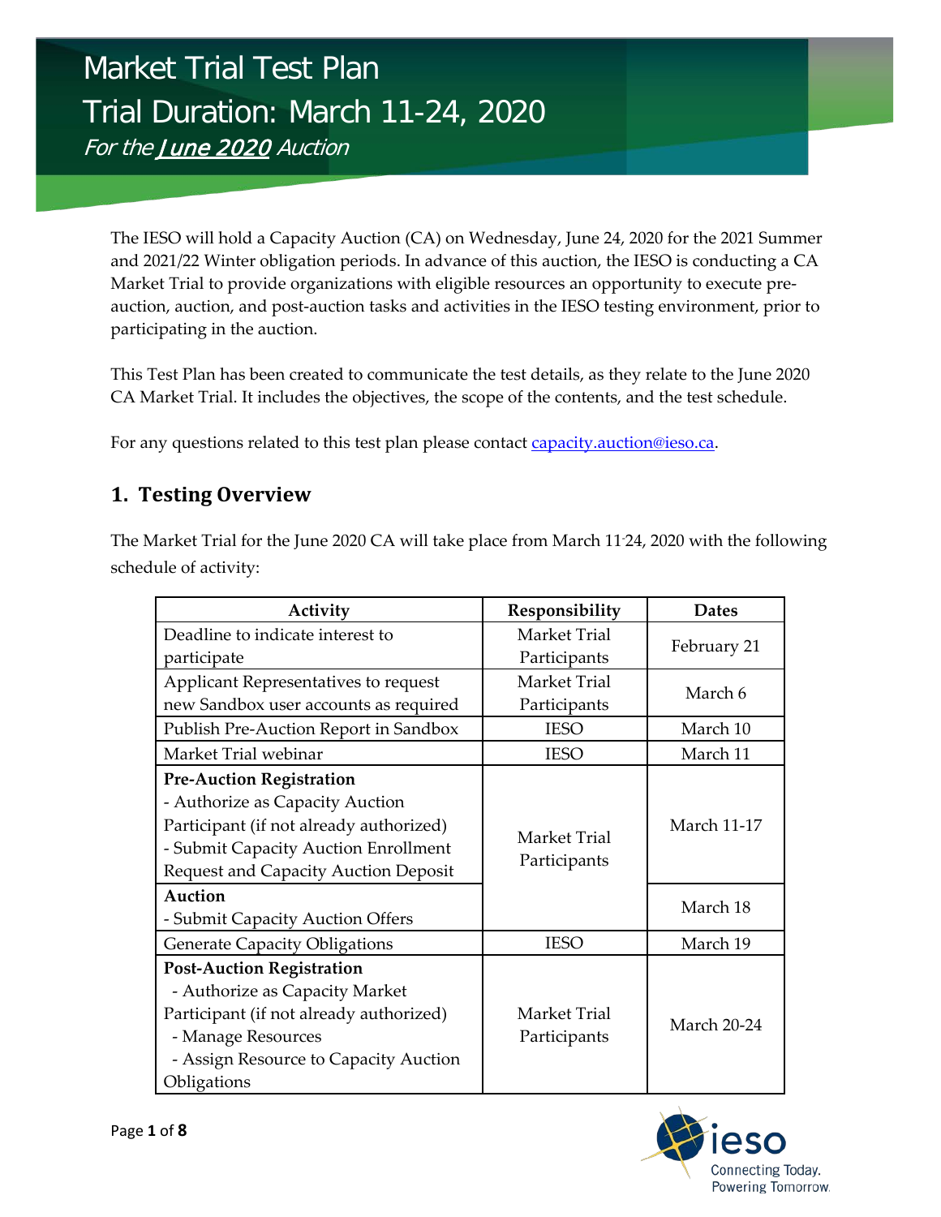# Market Trial Test Plan
# Trial Duration: March 11-24, 2020
*For the **June 2020** Auction*

The IESO will hold a Capacity Auction (CA) on Wednesday, June 24, 2020 for the 2021 Summer and 2021/22 Winter obligation periods. In advance of this auction, the IESO is conducting a CA Market Trial to provide organizations with eligible resources an opportunity to execute pre-auction, auction, and post-auction tasks and activities in the IESO testing environment, prior to participating in the auction.

This Test Plan has been created to communicate the test details, as they relate to the June 2020 CA Market Trial. It includes the objectives, the scope of the contents, and the test schedule.

For any questions related to this test plan please contact [capacity.auction@ieso.ca](mailto:capacity.auction@ieso.ca).

## 1. Testing Overview

The Market Trial for the June 2020 CA will take place from March 11-24, 2020 with the following schedule of activity:

| Activity | Responsibility | Dates |
|---|---|---|
| Deadline to indicate interest to participate | Market Trial Participants | February 21 |
| Applicant Representatives to request new Sandbox user accounts as required | Market Trial Participants | March 6 |
| Publish Pre-Auction Report in Sandbox | IESO | March 10 |
| Market Trial webinar | IESO | March 11 |
| **Pre-Auction Registration**<br>- Authorize as Capacity Auction Participant (if not already authorized)<br>- Submit Capacity Auction Enrollment Request and Capacity Auction Deposit | Market Trial Participants | March 11-17 |
| **Auction**<br>- Submit Capacity Auction Offers | Market Trial Participants | March 18 |
| Generate Capacity Obligations | IESO | March 19 |
| **Post-Auction Registration**<br>- Authorize as Capacity Market Participant (if not already authorized)<br>- Manage Resources<br>- Assign Resource to Capacity Auction Obligations | Market Trial Participants | March 20-24 |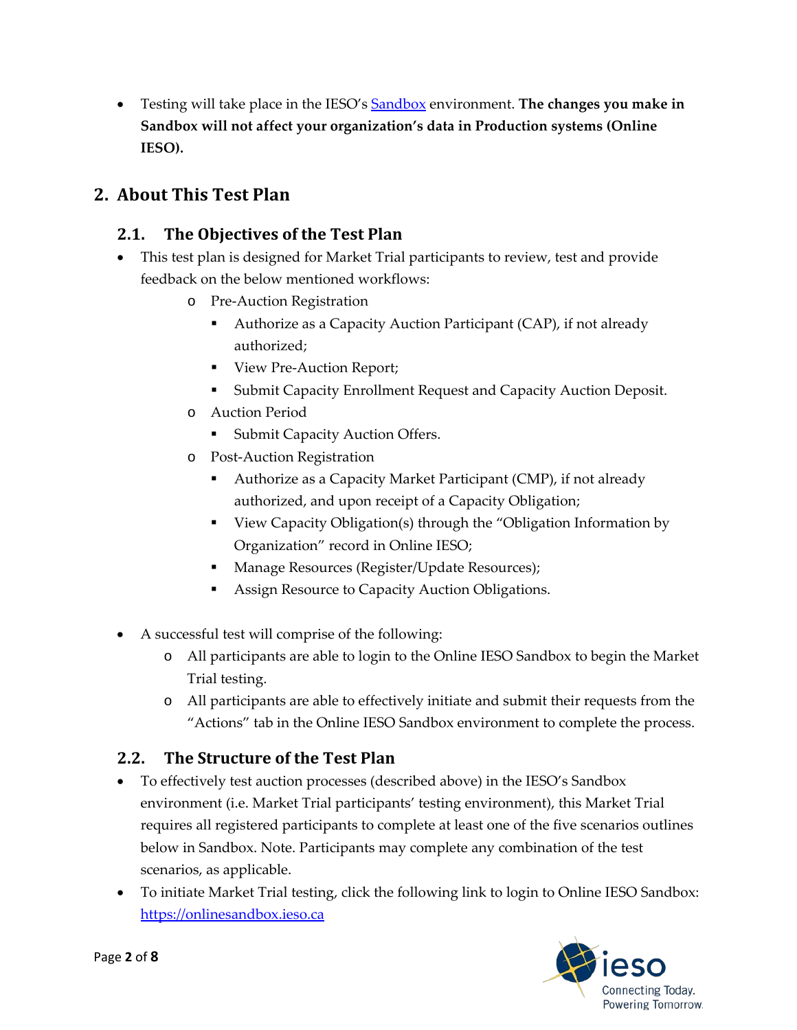- Testing will take place in the IESO's [Sandbox]() environment. **The changes you make in Sandbox will not affect your organization's data in Production systems (Online IESO).**

## 2. About This Test Plan

### 2.1. The Objectives of the Test Plan

- This test plan is designed for Market Trial participants to review, test and provide feedback on the below mentioned workflows:
  - Pre-Auction Registration
    - Authorize as a Capacity Auction Participant (CAP), if not already authorized;
    - View Pre-Auction Report;
    - Submit Capacity Enrollment Request and Capacity Auction Deposit.
  - Auction Period
    - Submit Capacity Auction Offers.
  - Post-Auction Registration
    - Authorize as a Capacity Market Participant (CMP), if not already authorized, and upon receipt of a Capacity Obligation;
    - View Capacity Obligation(s) through the "Obligation Information by Organization" record in Online IESO;
    - Manage Resources (Register/Update Resources);
    - Assign Resource to Capacity Auction Obligations.

- A successful test will comprise of the following:
  - All participants are able to login to the Online IESO Sandbox to begin the Market Trial testing.
  - All participants are able to effectively initiate and submit their requests from the "Actions" tab in the Online IESO Sandbox environment to complete the process.

### 2.2. The Structure of the Test Plan

- To effectively test auction processes (described above) in the IESO's Sandbox environment (i.e. Market Trial participants' testing environment), this Market Trial requires all registered participants to complete at least one of the five scenarios outlines below in Sandbox. Note. Participants may complete any combination of the test scenarios, as applicable.
- To initiate Market Trial testing, click the following link to login to Online IESO Sandbox: [https://onlinesandbox.ieso.ca](https://onlinesandbox.ieso.ca)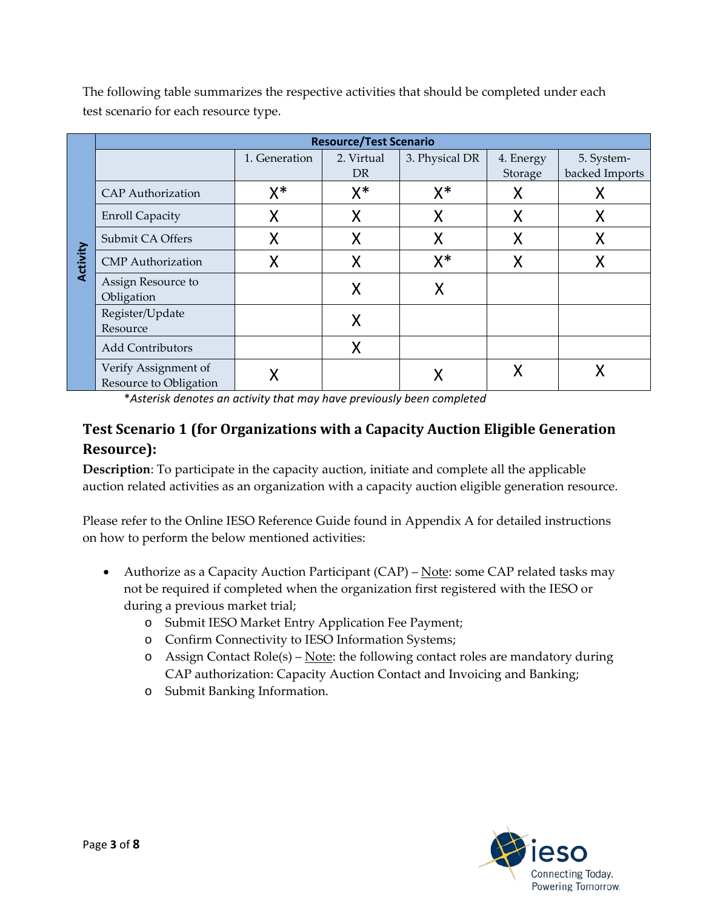The following table summarizes the respective activities that should be completed under each test scenario for each resource type.

| Activity | Resource/Test Scenario | | | | |
|---|---|---|---|---|---|
| | 1. Generation | 2. Virtual DR | 3. Physical DR | 4. Energy Storage | 5. System-backed Imports |
| CAP Authorization | X* | X* | X* | X | X |
| Enroll Capacity | X | X | X | X | X |
| Submit CA Offers | X | X | X | X | X |
| CMP Authorization | X | X | X* | X | X |
| Assign Resource to Obligation | | X | X | | |
| Register/Update Resource | | X | | | |
| Add Contributors | | X | | | |
| Verify Assignment of Resource to Obligation | X | | X | X | X |

*\*Asterisk denotes an activity that may have previously been completed*

## Test Scenario 1 (for Organizations with a Capacity Auction Eligible Generation Resource):

**Description**: To participate in the capacity auction, initiate and complete all the applicable auction related activities as an organization with a capacity auction eligible generation resource.

Please refer to the Online IESO Reference Guide found in Appendix A for detailed instructions on how to perform the below mentioned activities:

- Authorize as a Capacity Auction Participant (CAP) – Note: some CAP related tasks may not be required if completed when the organization first registered with the IESO or during a previous market trial;
  - Submit IESO Market Entry Application Fee Payment;
  - Confirm Connectivity to IESO Information Systems;
  - Assign Contact Role(s) – Note: the following contact roles are mandatory during CAP authorization: Capacity Auction Contact and Invoicing and Banking;
  - Submit Banking Information.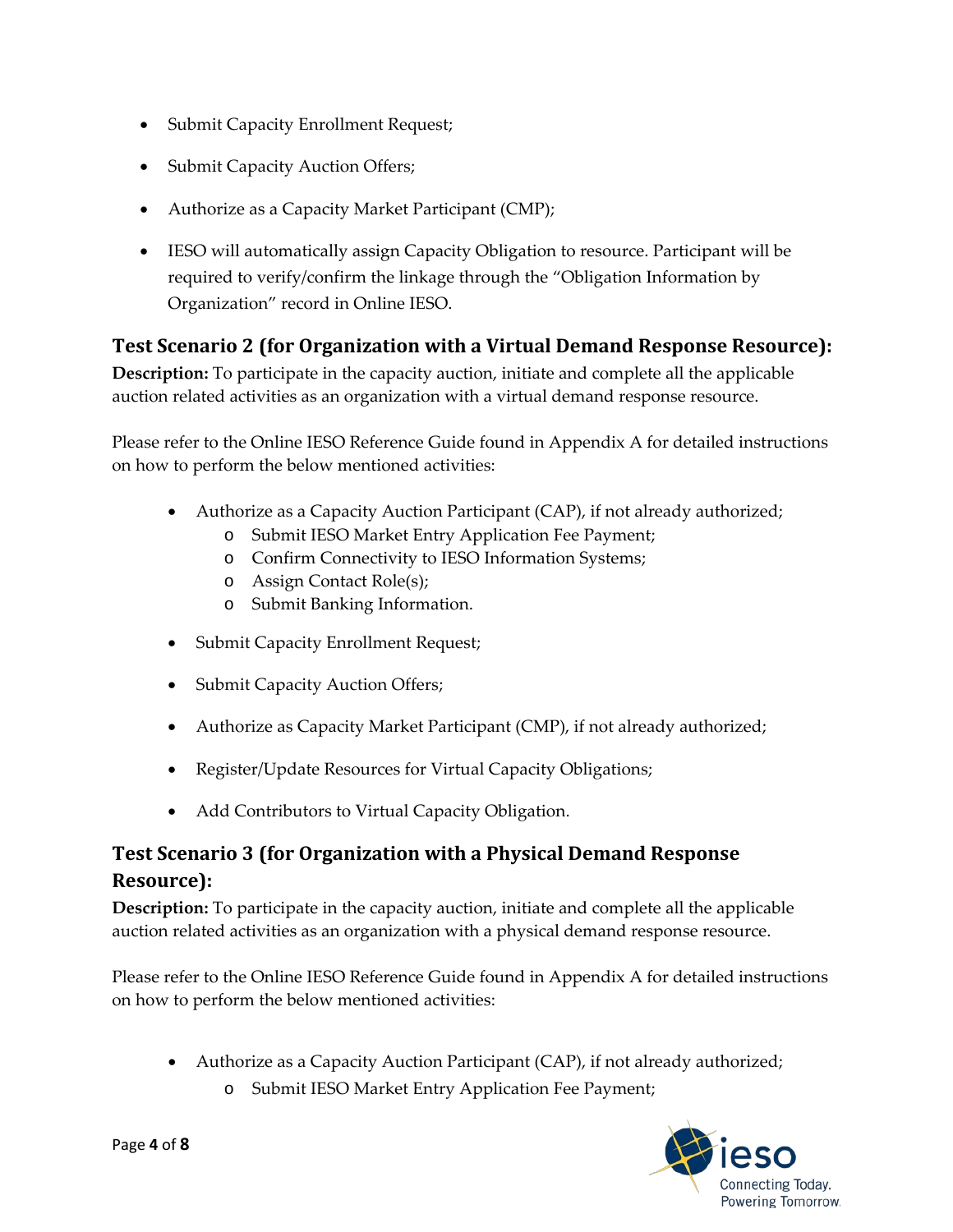- Submit Capacity Enrollment Request;
- Submit Capacity Auction Offers;
- Authorize as a Capacity Market Participant (CMP);
- IESO will automatically assign Capacity Obligation to resource. Participant will be required to verify/confirm the linkage through the "Obligation Information by Organization" record in Online IESO.

### Test Scenario 2 (for Organization with a Virtual Demand Response Resource):

**Description:** To participate in the capacity auction, initiate and complete all the applicable auction related activities as an organization with a virtual demand response resource.

Please refer to the Online IESO Reference Guide found in Appendix A for detailed instructions on how to perform the below mentioned activities:

- Authorize as a Capacity Auction Participant (CAP), if not already authorized;
  - Submit IESO Market Entry Application Fee Payment;
  - Confirm Connectivity to IESO Information Systems;
  - Assign Contact Role(s);
  - Submit Banking Information.
- Submit Capacity Enrollment Request;
- Submit Capacity Auction Offers;
- Authorize as Capacity Market Participant (CMP), if not already authorized;
- Register/Update Resources for Virtual Capacity Obligations;
- Add Contributors to Virtual Capacity Obligation.

### Test Scenario 3 (for Organization with a Physical Demand Response Resource):

**Description:** To participate in the capacity auction, initiate and complete all the applicable auction related activities as an organization with a physical demand response resource.

Please refer to the Online IESO Reference Guide found in Appendix A for detailed instructions on how to perform the below mentioned activities:

- Authorize as a Capacity Auction Participant (CAP), if not already authorized;
  - Submit IESO Market Entry Application Fee Payment;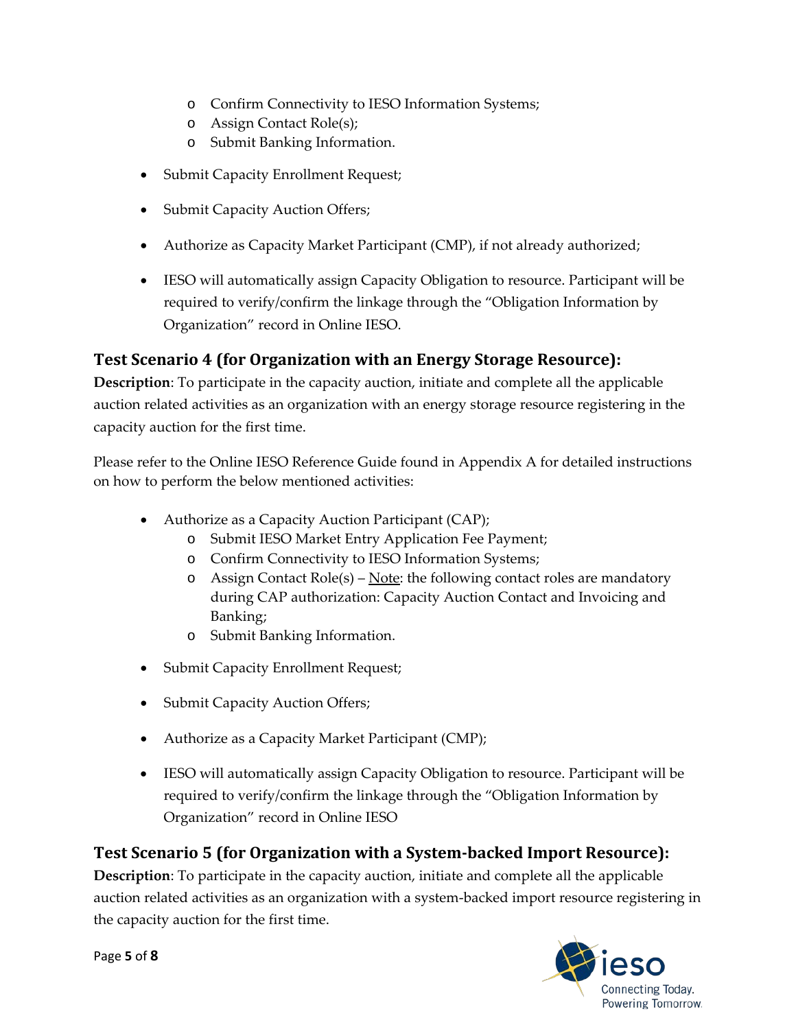- Confirm Connectivity to IESO Information Systems;
  - Assign Contact Role(s);
  - Submit Banking Information.
- Submit Capacity Enrollment Request;
- Submit Capacity Auction Offers;
- Authorize as Capacity Market Participant (CMP), if not already authorized;
- IESO will automatically assign Capacity Obligation to resource. Participant will be required to verify/confirm the linkage through the "Obligation Information by Organization" record in Online IESO.

## Test Scenario 4 (for Organization with an Energy Storage Resource):

**Description**: To participate in the capacity auction, initiate and complete all the applicable auction related activities as an organization with an energy storage resource registering in the capacity auction for the first time.

Please refer to the Online IESO Reference Guide found in Appendix A for detailed instructions on how to perform the below mentioned activities:

- Authorize as a Capacity Auction Participant (CAP);
  - Submit IESO Market Entry Application Fee Payment;
  - Confirm Connectivity to IESO Information Systems;
  - Assign Contact Role(s) – Note: the following contact roles are mandatory during CAP authorization: Capacity Auction Contact and Invoicing and Banking;
  - Submit Banking Information.
- Submit Capacity Enrollment Request;
- Submit Capacity Auction Offers;
- Authorize as a Capacity Market Participant (CMP);
- IESO will automatically assign Capacity Obligation to resource. Participant will be required to verify/confirm the linkage through the "Obligation Information by Organization" record in Online IESO

## Test Scenario 5 (for Organization with a System-backed Import Resource):

**Description**: To participate in the capacity auction, initiate and complete all the applicable auction related activities as an organization with a system-backed import resource registering in the capacity auction for the first time.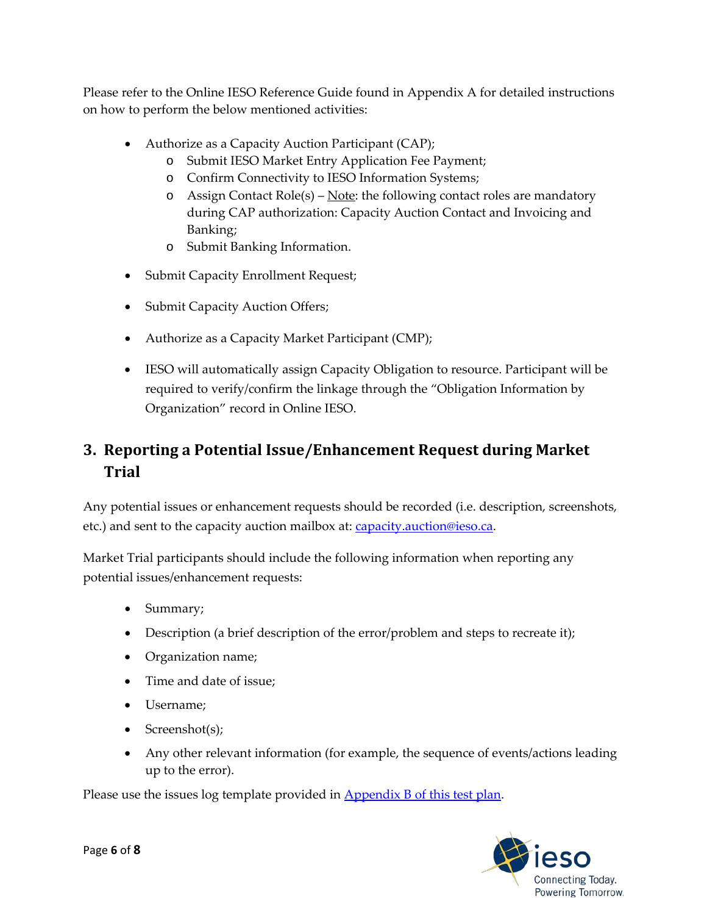Please refer to the Online IESO Reference Guide found in Appendix A for detailed instructions on how to perform the below mentioned activities:

- Authorize as a Capacity Auction Participant (CAP);
  - Submit IESO Market Entry Application Fee Payment;
  - Confirm Connectivity to IESO Information Systems;
  - Assign Contact Role(s) – Note: the following contact roles are mandatory during CAP authorization: Capacity Auction Contact and Invoicing and Banking;
  - Submit Banking Information.
- Submit Capacity Enrollment Request;
- Submit Capacity Auction Offers;
- Authorize as a Capacity Market Participant (CMP);
- IESO will automatically assign Capacity Obligation to resource. Participant will be required to verify/confirm the linkage through the "Obligation Information by Organization" record in Online IESO.

## 3. Reporting a Potential Issue/Enhancement Request during Market Trial

Any potential issues or enhancement requests should be recorded (i.e. description, screenshots, etc.) and sent to the capacity auction mailbox at: capacity.auction@ieso.ca.

Market Trial participants should include the following information when reporting any potential issues/enhancement requests:

- Summary;
- Description (a brief description of the error/problem and steps to recreate it);
- Organization name;
- Time and date of issue;
- Username;
- Screenshot(s);
- Any other relevant information (for example, the sequence of events/actions leading up to the error).

Please use the issues log template provided in Appendix B of this test plan.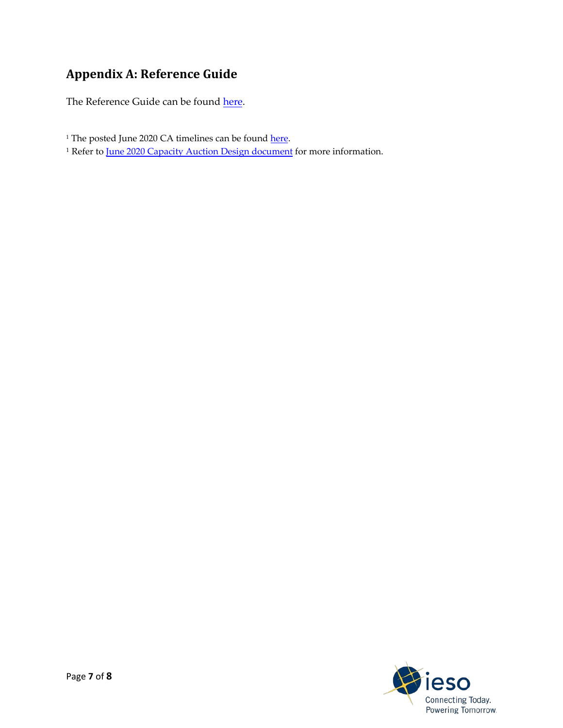## Appendix A: Reference Guide

The Reference Guide can be found here.

[1] The posted June 2020 CA timelines can be found here.

[1] Refer to June 2020 Capacity Auction Design document for more information.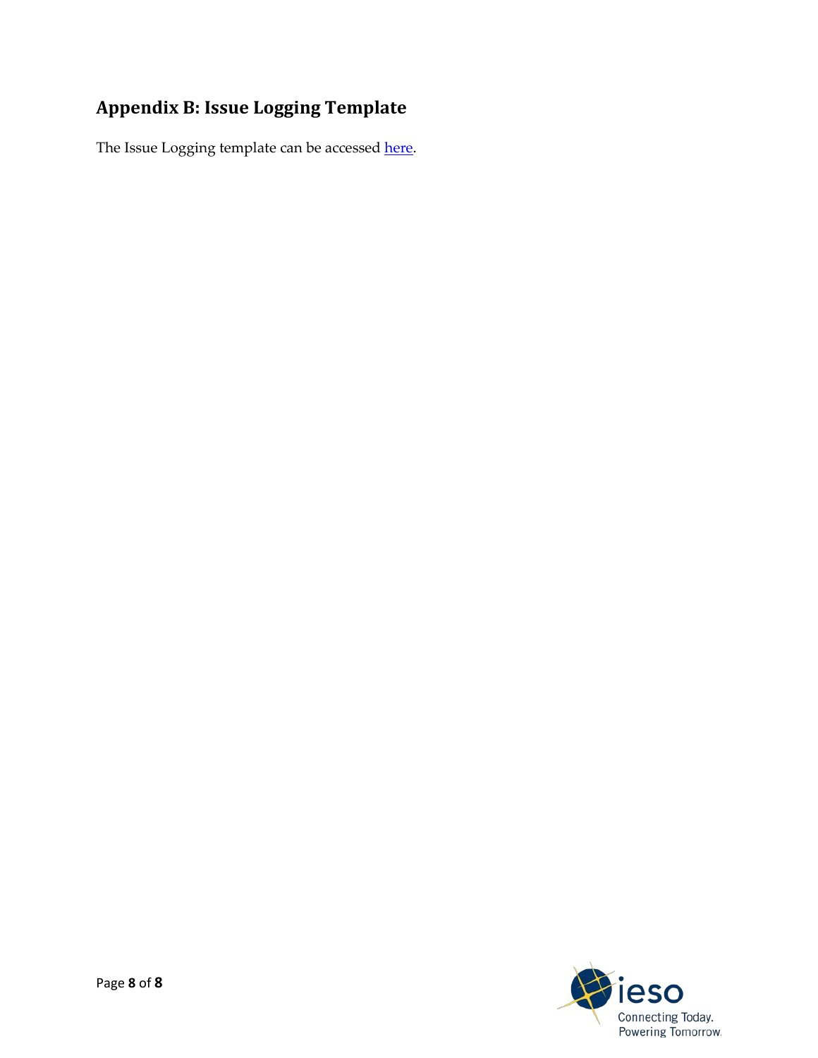## Appendix B: Issue Logging Template

The Issue Logging template can be accessed here.